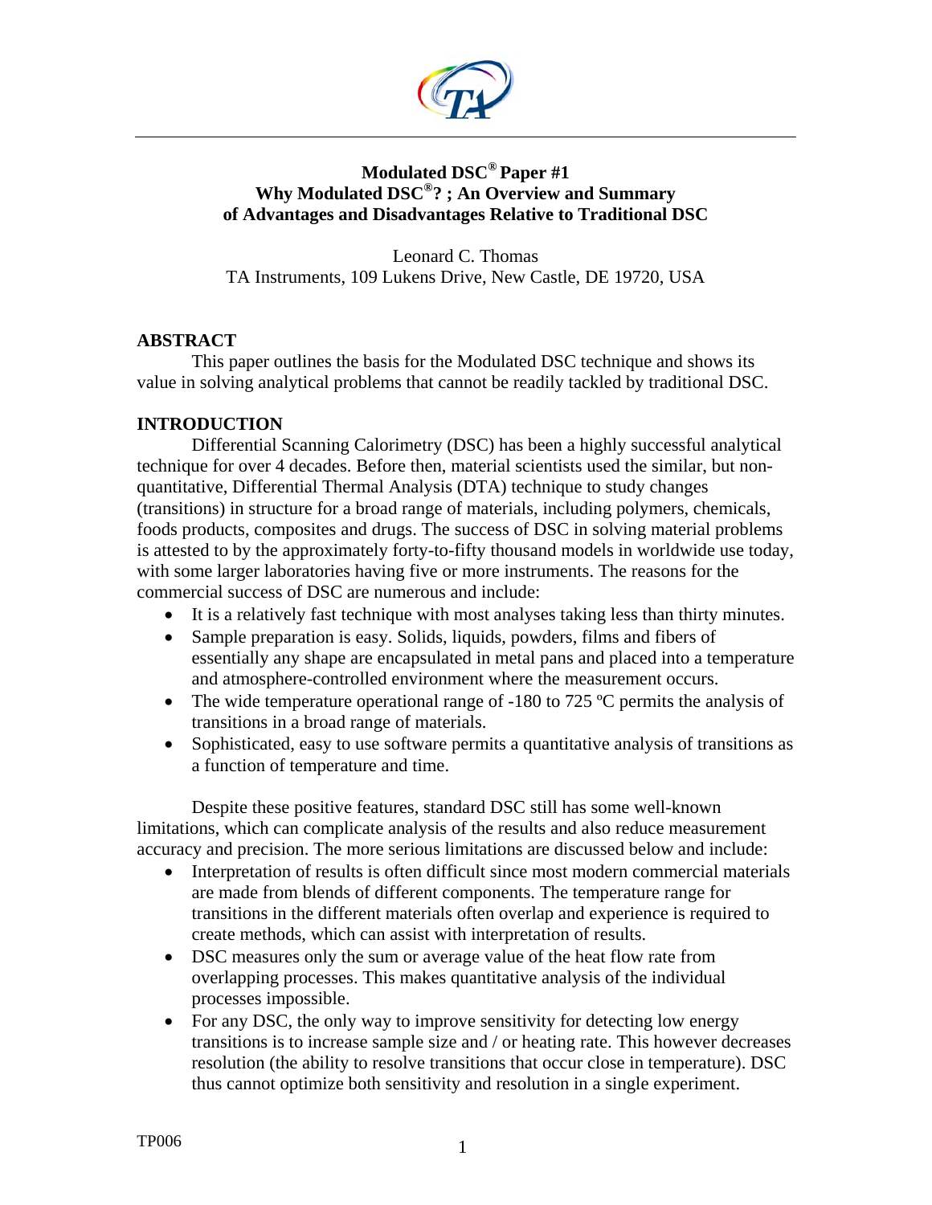# Modulated DSC® Paper #1
## Why Modulated DSC®? ; An Overview and Summary of Advantages and Disadvantages Relative to Traditional DSC

Leonard C. Thomas
TA Instruments, 109 Lukens Drive, New Castle, DE 19720, USA

## ABSTRACT

This paper outlines the basis for the Modulated DSC technique and shows its value in solving analytical problems that cannot be readily tackled by traditional DSC.

## INTRODUCTION

Differential Scanning Calorimetry (DSC) has been a highly successful analytical technique for over 4 decades. Before then, material scientists used the similar, but non-quantitative, Differential Thermal Analysis (DTA) technique to study changes (transitions) in structure for a broad range of materials, including polymers, chemicals, foods products, composites and drugs. The success of DSC in solving material problems is attested to by the approximately forty-to-fifty thousand models in worldwide use today, with some larger laboratories having five or more instruments. The reasons for the commercial success of DSC are numerous and include:

- It is a relatively fast technique with most analyses taking less than thirty minutes.
- Sample preparation is easy. Solids, liquids, powders, films and fibers of essentially any shape are encapsulated in metal pans and placed into a temperature and atmosphere-controlled environment where the measurement occurs.
- The wide temperature operational range of -180 to 725 ºC permits the analysis of transitions in a broad range of materials.
- Sophisticated, easy to use software permits a quantitative analysis of transitions as a function of temperature and time.

Despite these positive features, standard DSC still has some well-known limitations, which can complicate analysis of the results and also reduce measurement accuracy and precision. The more serious limitations are discussed below and include:

- Interpretation of results is often difficult since most modern commercial materials are made from blends of different components. The temperature range for transitions in the different materials often overlap and experience is required to create methods, which can assist with interpretation of results.
- DSC measures only the sum or average value of the heat flow rate from overlapping processes. This makes quantitative analysis of the individual processes impossible.
- For any DSC, the only way to improve sensitivity for detecting low energy transitions is to increase sample size and / or heating rate. This however decreases resolution (the ability to resolve transitions that occur close in temperature). DSC thus cannot optimize both sensitivity and resolution in a single experiment.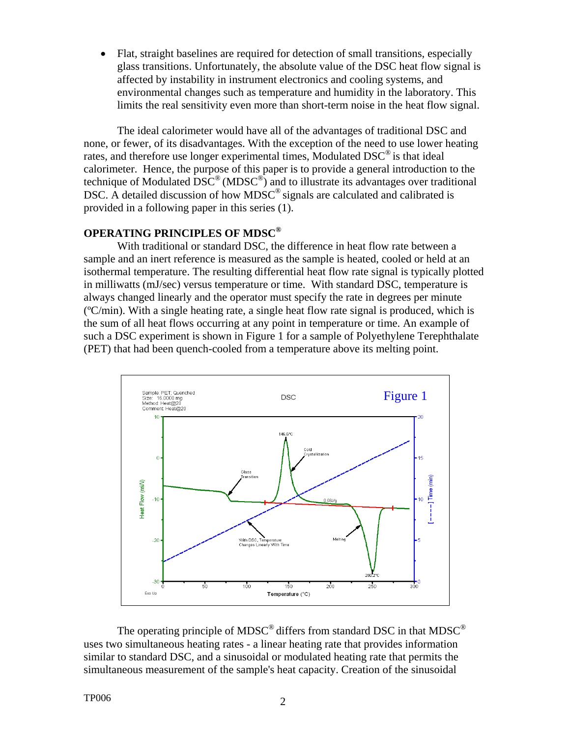- Flat, straight baselines are required for detection of small transitions, especially glass transitions. Unfortunately, the absolute value of the DSC heat flow signal is affected by instability in instrument electronics and cooling systems, and environmental changes such as temperature and humidity in the laboratory. This limits the real sensitivity even more than short-term noise in the heat flow signal.

The ideal calorimeter would have all of the advantages of traditional DSC and none, or fewer, of its disadvantages. With the exception of the need to use lower heating rates, and therefore use longer experimental times, Modulated DSC® is that ideal calorimeter. Hence, the purpose of this paper is to provide a general introduction to the technique of Modulated DSC® (MDSC®) and to illustrate its advantages over traditional DSC. A detailed discussion of how MDSC® signals are calculated and calibrated is provided in a following paper in this series (1).

## OPERATING PRINCIPLES OF MDSC®

With traditional or standard DSC, the difference in heat flow rate between a sample and an inert reference is measured as the sample is heated, cooled or held at an isothermal temperature. The resulting differential heat flow rate signal is typically plotted in milliwatts (mJ/sec) versus temperature or time. With standard DSC, temperature is always changed linearly and the operator must specify the rate in degrees per minute (ºC/min). With a single heating rate, a single heat flow rate signal is produced, which is the sum of all heat flows occurring at any point in temperature or time. An example of such a DSC experiment is shown in Figure 1 for a sample of Polyethylene Terephthalate (PET) that had been quench-cooled from a temperature above its melting point.

Figure 1

The operating principle of MDSC® differs from standard DSC in that MDSC® uses two simultaneous heating rates - a linear heating rate that provides information similar to standard DSC, and a sinusoidal or modulated heating rate that permits the simultaneous measurement of the sample's heat capacity. Creation of the sinusoidal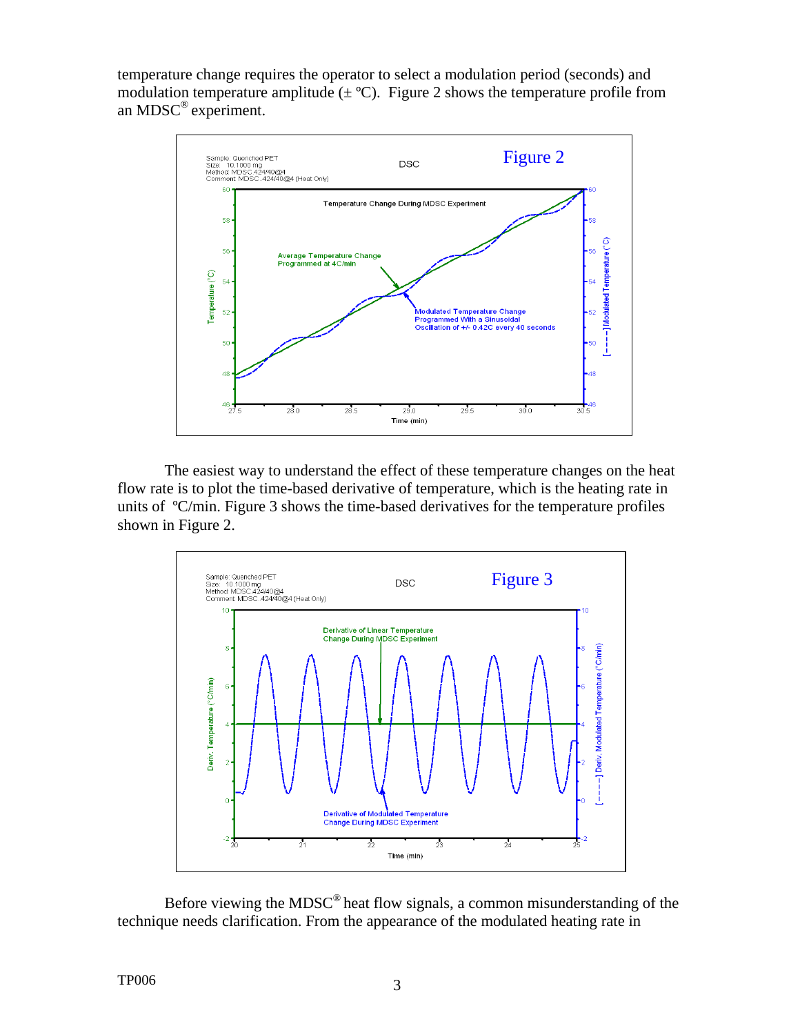temperature change requires the operator to select a modulation period (seconds) and modulation temperature amplitude (± ºC). Figure 2 shows the temperature profile from an MDSC® experiment.

The easiest way to understand the effect of these temperature changes on the heat flow rate is to plot the time-based derivative of temperature, which is the heating rate in units of ºC/min. Figure 3 shows the time-based derivatives for the temperature profiles shown in Figure 2.

Before viewing the MDSC® heat flow signals, a common misunderstanding of the technique needs clarification. From the appearance of the modulated heating rate in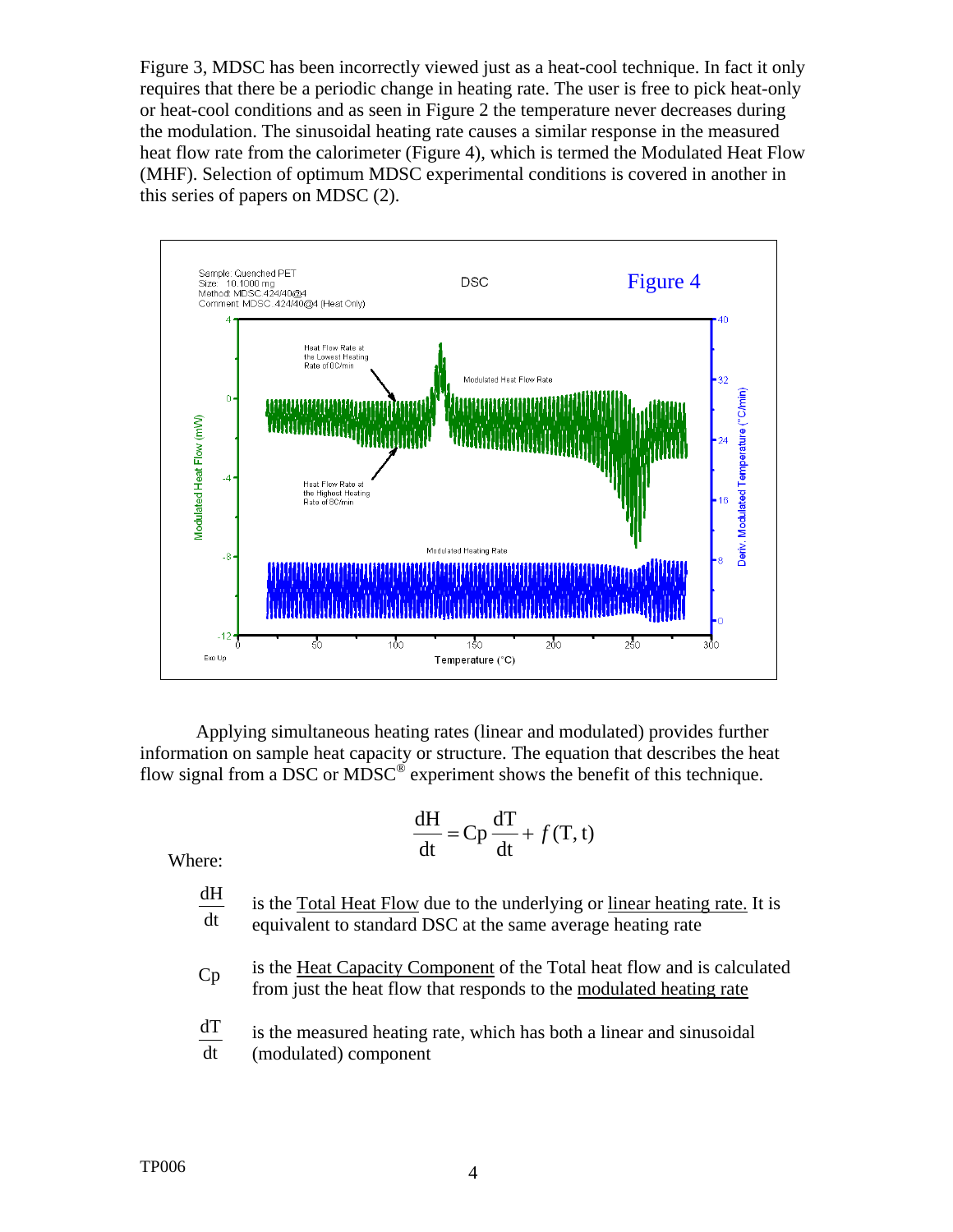Figure 3, MDSC has been incorrectly viewed just as a heat-cool technique. In fact it only requires that there be a periodic change in heating rate. The user is free to pick heat-only or heat-cool conditions and as seen in Figure 2 the temperature never decreases during the modulation. The sinusoidal heating rate causes a similar response in the measured heat flow rate from the calorimeter (Figure 4), which is termed the Modulated Heat Flow (MHF). Selection of optimum MDSC experimental conditions is covered in another in this series of papers on MDSC (2).

Figure 4

Applying simultaneous heating rates (linear and modulated) provides further information on sample heat capacity or structure. The equation that describes the heat flow signal from a DSC or MDSC® experiment shows the benefit of this technique.

$$\frac{dH}{dt} = Cp\frac{dT}{dt} + f(T,t)$$

Where:

$\frac{dH}{dt}$ is the Total Heat Flow due to the underlying or linear heating rate. It is equivalent to standard DSC at the same average heating rate

$Cp$ is the Heat Capacity Component of the Total heat flow and is calculated from just the heat flow that responds to the modulated heating rate

$\frac{dT}{dt}$ is the measured heating rate, which has both a linear and sinusoidal (modulated) component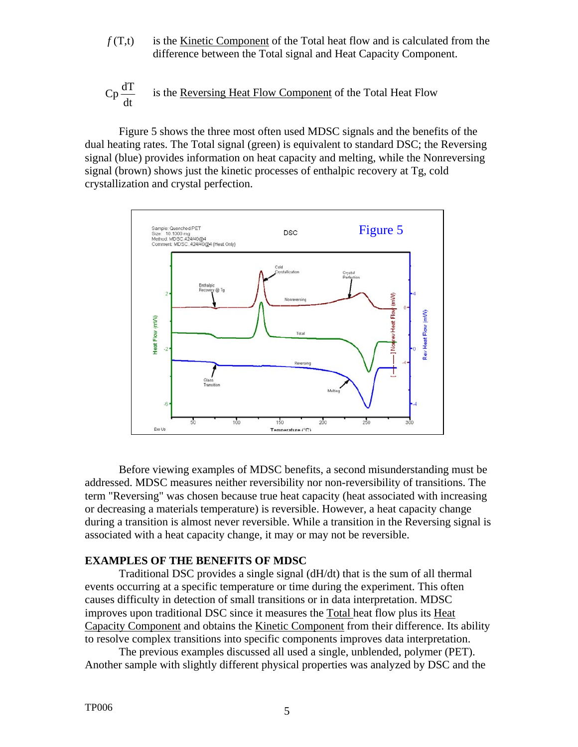$f$(T,t) is the Kinetic Component of the Total heat flow and is calculated from the difference between the Total signal and Heat Capacity Component.

$Cp \frac{dT}{dt}$ is the Reversing Heat Flow Component of the Total Heat Flow

Figure 5 shows the three most often used MDSC signals and the benefits of the dual heating rates. The Total signal (green) is equivalent to standard DSC; the Reversing signal (blue) provides information on heat capacity and melting, while the Nonreversing signal (brown) shows just the kinetic processes of enthalpic recovery at Tg, cold crystallization and crystal perfection.

Figure 5

Before viewing examples of MDSC benefits, a second misunderstanding must be addressed. MDSC measures neither reversibility nor non-reversibility of transitions. The term "Reversing" was chosen because true heat capacity (heat associated with increasing or decreasing a materials temperature) is reversible. However, a heat capacity change during a transition is almost never reversible. While a transition in the Reversing signal is associated with a heat capacity change, it may or may not be reversible.

**EXAMPLES OF THE BENEFITS OF MDSC**

Traditional DSC provides a single signal (dH/dt) that is the sum of all thermal events occurring at a specific temperature or time during the experiment. This often causes difficulty in detection of small transitions or in data interpretation. MDSC improves upon traditional DSC since it measures the Total heat flow plus its Heat Capacity Component and obtains the Kinetic Component from their difference. Its ability to resolve complex transitions into specific components improves data interpretation.

The previous examples discussed all used a single, unblended, polymer (PET). Another sample with slightly different physical properties was analyzed by DSC and the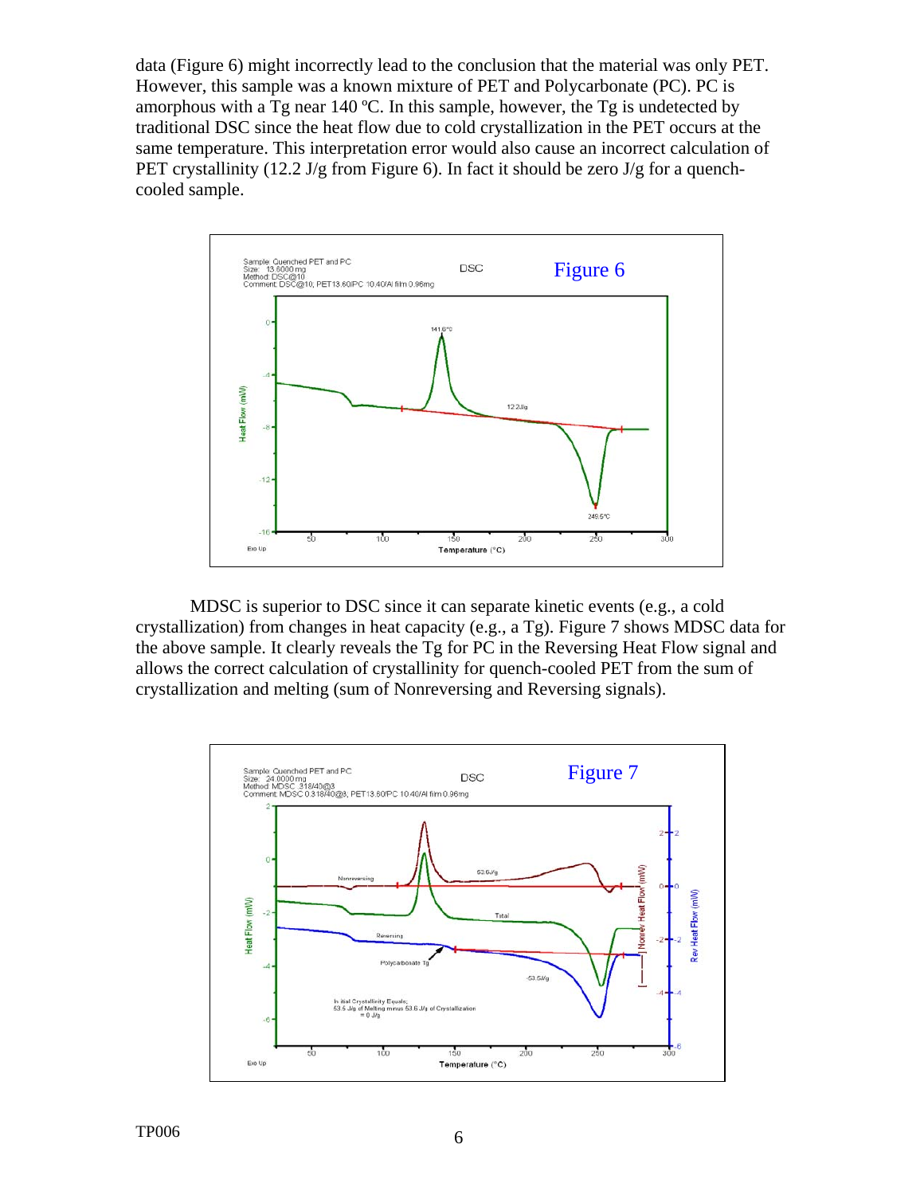data (Figure 6) might incorrectly lead to the conclusion that the material was only PET. However, this sample was a known mixture of PET and Polycarbonate (PC). PC is amorphous with a Tg near 140 ºC. In this sample, however, the Tg is undetected by traditional DSC since the heat flow due to cold crystallization in the PET occurs at the same temperature. This interpretation error would also cause an incorrect calculation of PET crystallinity (12.2 J/g from Figure 6). In fact it should be zero J/g for a quench-cooled sample.

Figure 6

MDSC is superior to DSC since it can separate kinetic events (e.g., a cold crystallization) from changes in heat capacity (e.g., a Tg). Figure 7 shows MDSC data for the above sample. It clearly reveals the Tg for PC in the Reversing Heat Flow signal and allows the correct calculation of crystallinity for quench-cooled PET from the sum of crystallization and melting (sum of Nonreversing and Reversing signals).

Figure 7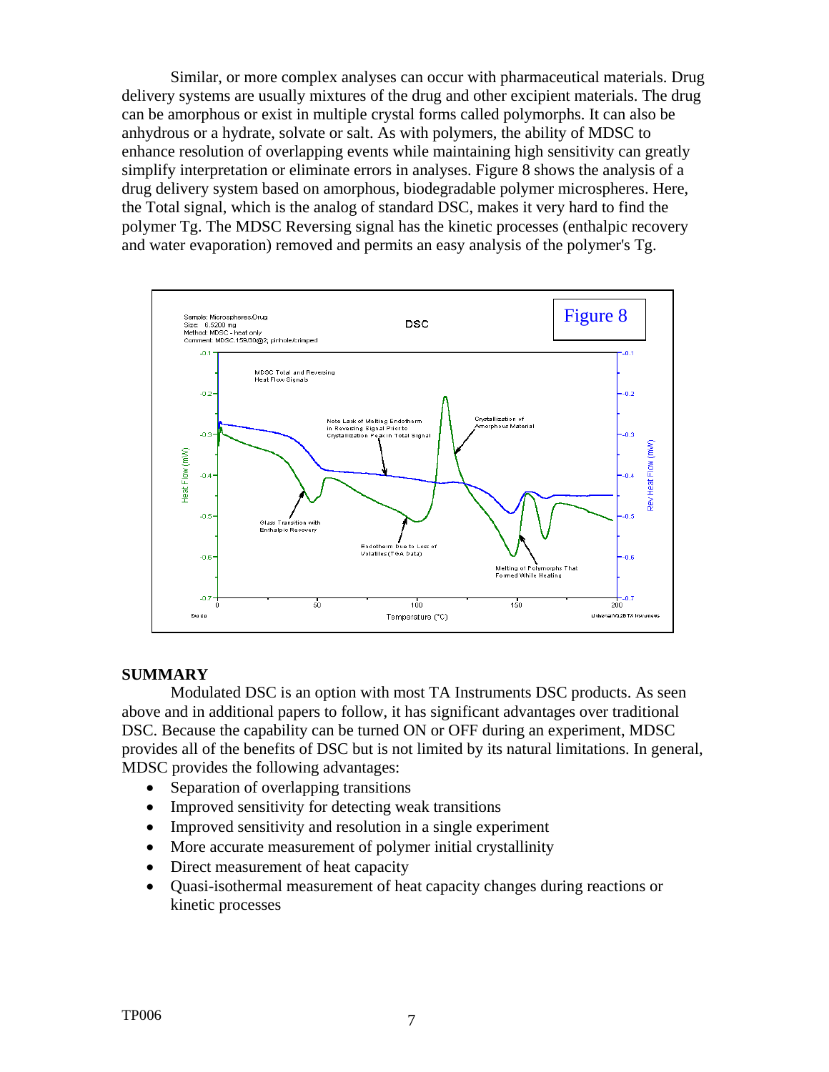Similar, or more complex analyses can occur with pharmaceutical materials. Drug delivery systems are usually mixtures of the drug and other excipient materials. The drug can be amorphous or exist in multiple crystal forms called polymorphs. It can also be anhydrous or a hydrate, solvate or salt. As with polymers, the ability of MDSC to enhance resolution of overlapping events while maintaining high sensitivity can greatly simplify interpretation or eliminate errors in analyses. Figure 8 shows the analysis of a drug delivery system based on amorphous, biodegradable polymer microspheres. Here, the Total signal, which is the analog of standard DSC, makes it very hard to find the polymer Tg. The MDSC Reversing signal has the kinetic processes (enthalpic recovery and water evaporation) removed and permits an easy analysis of the polymer's Tg.

Figure 8

## SUMMARY

Modulated DSC is an option with most TA Instruments DSC products. As seen above and in additional papers to follow, it has significant advantages over traditional DSC. Because the capability can be turned ON or OFF during an experiment, MDSC provides all of the benefits of DSC but is not limited by its natural limitations. In general, MDSC provides the following advantages:

- Separation of overlapping transitions
- Improved sensitivity for detecting weak transitions
- Improved sensitivity and resolution in a single experiment
- More accurate measurement of polymer initial crystallinity
- Direct measurement of heat capacity
- Quasi-isothermal measurement of heat capacity changes during reactions or kinetic processes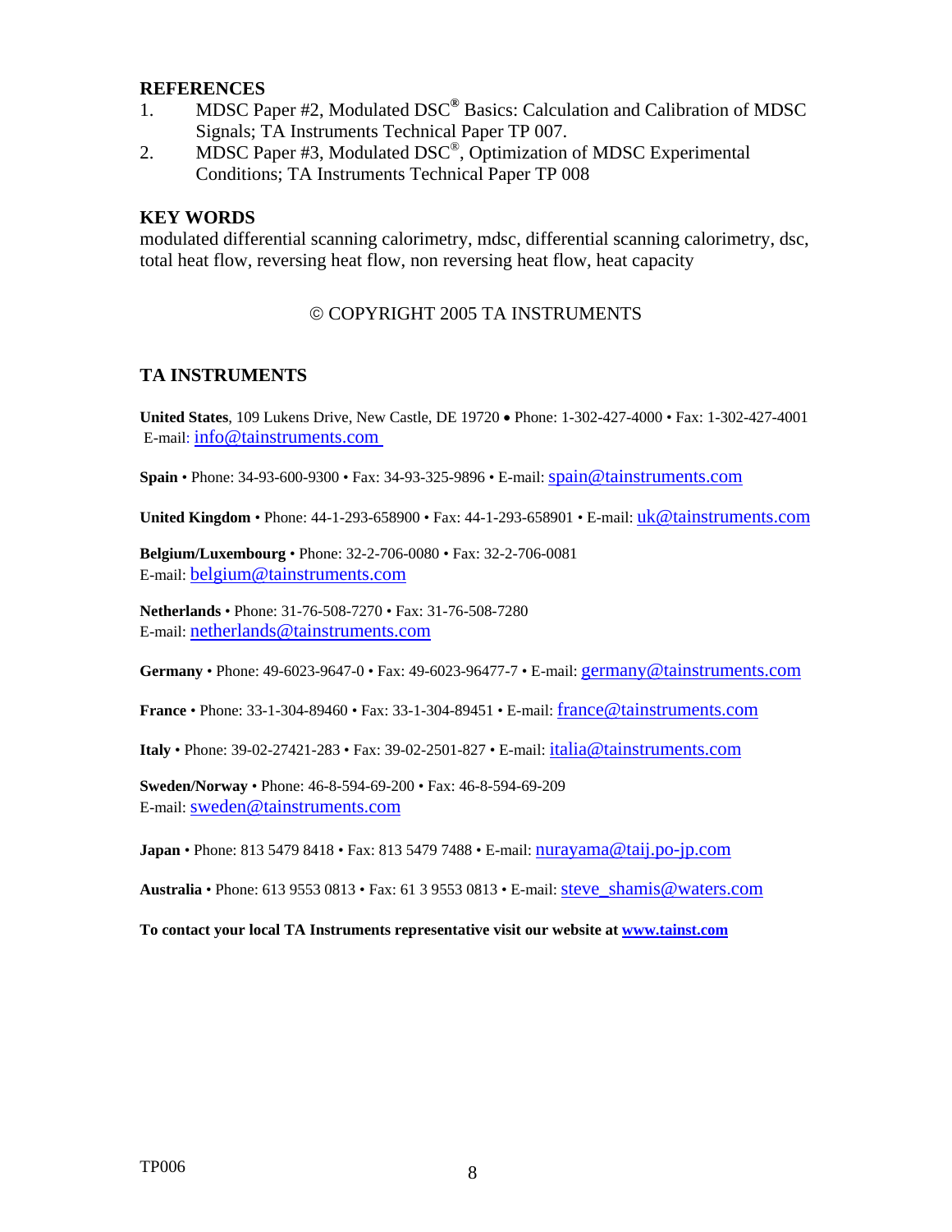## REFERENCES

1. MDSC Paper #2, Modulated DSC® Basics: Calculation and Calibration of MDSC Signals; TA Instruments Technical Paper TP 007.
2. MDSC Paper #3, Modulated DSC®, Optimization of MDSC Experimental Conditions; TA Instruments Technical Paper TP 008

## KEY WORDS

modulated differential scanning calorimetry, mdsc, differential scanning calorimetry, dsc, total heat flow, reversing heat flow, non reversing heat flow, heat capacity

© COPYRIGHT 2005 TA INSTRUMENTS

## TA INSTRUMENTS

**United States**, 109 Lukens Drive, New Castle, DE 19720 • Phone: 1-302-427-4000 • Fax: 1-302-427-4001
E-mail: info@tainstruments.com

**Spain** • Phone: 34-93-600-9300 • Fax: 34-93-325-9896 • E-mail: spain@tainstruments.com

**United Kingdom** • Phone: 44-1-293-658900 • Fax: 44-1-293-658901 • E-mail: uk@tainstruments.com

**Belgium/Luxembourg** • Phone: 32-2-706-0080 • Fax: 32-2-706-0081
E-mail: belgium@tainstruments.com

**Netherlands** • Phone: 31-76-508-7270 • Fax: 31-76-508-7280
E-mail: netherlands@tainstruments.com

**Germany** • Phone: 49-6023-9647-0 • Fax: 49-6023-96477-7 • E-mail: germany@tainstruments.com

**France** • Phone: 33-1-304-89460 • Fax: 33-1-304-89451 • E-mail: france@tainstruments.com

**Italy** • Phone: 39-02-27421-283 • Fax: 39-02-2501-827 • E-mail: italia@tainstruments.com

**Sweden/Norway** • Phone: 46-8-594-69-200 • Fax: 46-8-594-69-209
E-mail: sweden@tainstruments.com

**Japan** • Phone: 813 5479 8418 • Fax: 813 5479 7488 • E-mail: nurayama@taij.po-jp.com

**Australia** • Phone: 613 9553 0813 • Fax: 61 3 9553 0813 • E-mail: steve_shamis@waters.com

**To contact your local TA Instruments representative visit our website at www.tainst.com**

TP006